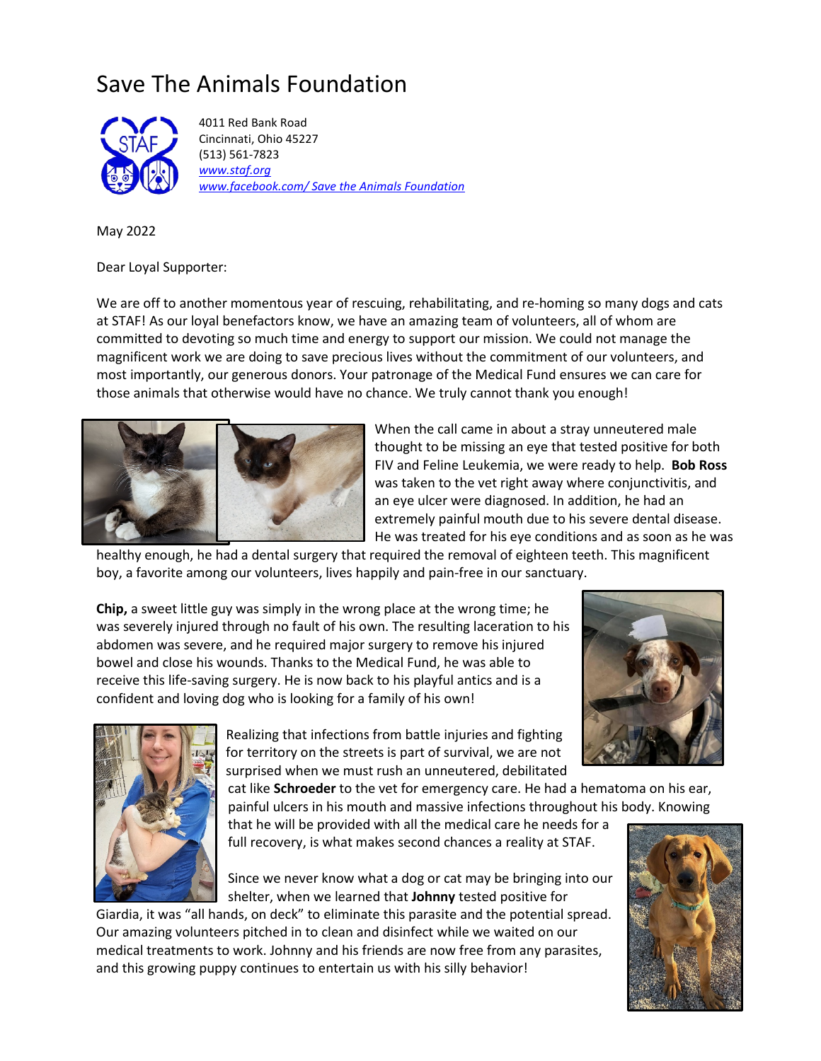# Save The Animals Foundation

4011 Red Bank Road
Cincinnati, Ohio 45227
(513) 561-7823
www.staf.org
www.facebook.com/ Save the Animals Foundation

May 2022

Dear Loyal Supporter:

We are off to another momentous year of rescuing, rehabilitating, and re-homing so many dogs and cats at STAF! As our loyal benefactors know, we have an amazing team of volunteers, all of whom are committed to devoting so much time and energy to support our mission. We could not manage the magnificent work we are doing to save precious lives without the commitment of our volunteers, and most importantly, our generous donors. Your patronage of the Medical Fund ensures we can care for those animals that otherwise would have no chance. We truly cannot thank you enough!

When the call came in about a stray unneutered male thought to be missing an eye that tested positive for both FIV and Feline Leukemia, we were ready to help. **Bob Ross** was taken to the vet right away where conjunctivitis, and an eye ulcer were diagnosed. In addition, he had an extremely painful mouth due to his severe dental disease. He was treated for his eye conditions and as soon as he was healthy enough, he had a dental surgery that required the removal of eighteen teeth. This magnificent boy, a favorite among our volunteers, lives happily and pain-free in our sanctuary.

**Chip,** a sweet little guy was simply in the wrong place at the wrong time; he was severely injured through no fault of his own. The resulting laceration to his abdomen was severe, and he required major surgery to remove his injured bowel and close his wounds. Thanks to the Medical Fund, he was able to receive this life-saving surgery. He is now back to his playful antics and is a confident and loving dog who is looking for a family of his own!

Realizing that infections from battle injuries and fighting for territory on the streets is part of survival, we are not surprised when we must rush an unneutered, debilitated cat like **Schroeder** to the vet for emergency care. He had a hematoma on his ear, painful ulcers in his mouth and massive infections throughout his body. Knowing that he will be provided with all the medical care he needs for a full recovery, is what makes second chances a reality at STAF.

Since we never know what a dog or cat may be bringing into our shelter, when we learned that **Johnny** tested positive for Giardia, it was "all hands, on deck" to eliminate this parasite and the potential spread. Our amazing volunteers pitched in to clean and disinfect while we waited on our medical treatments to work. Johnny and his friends are now free from any parasites, and this growing puppy continues to entertain us with his silly behavior!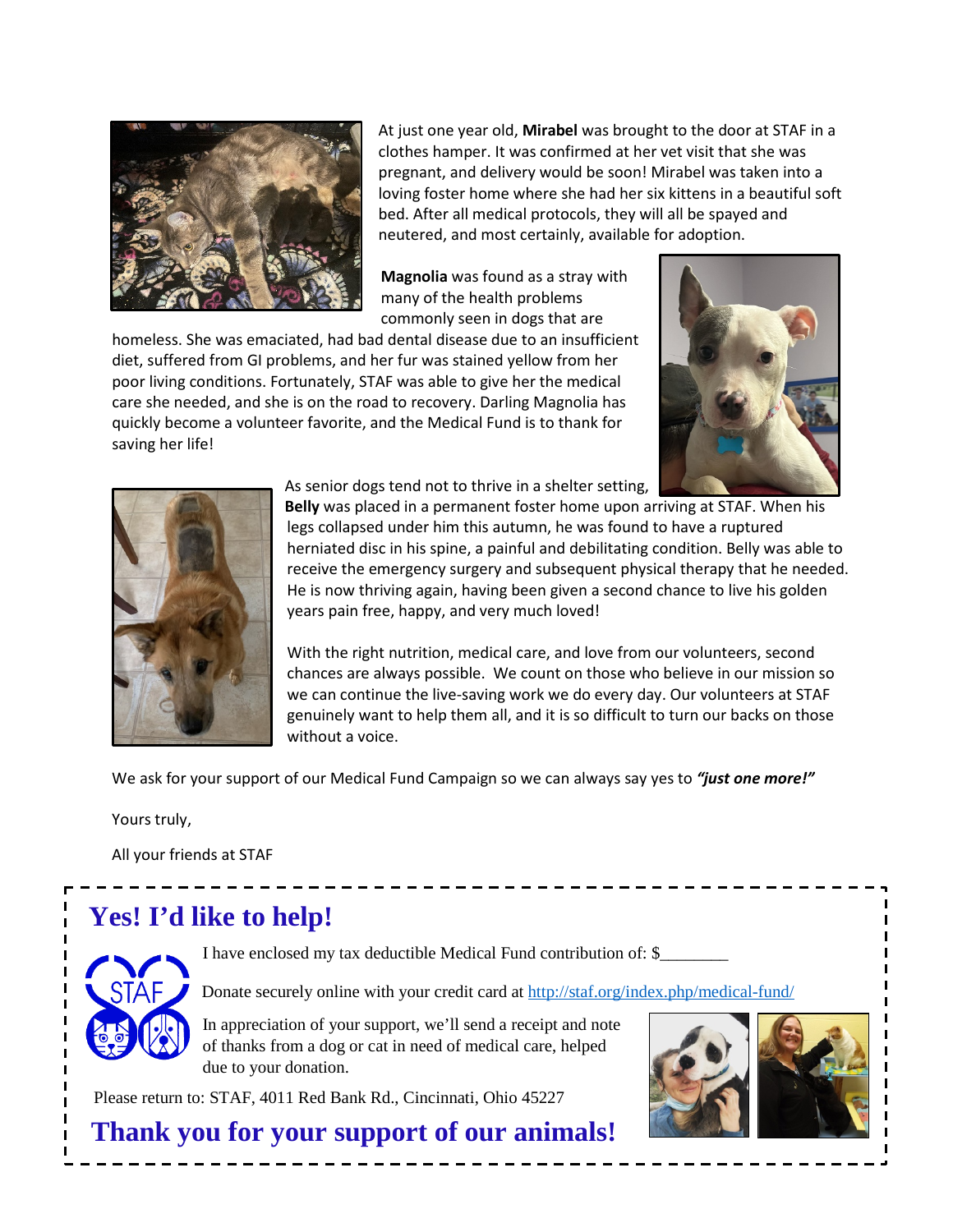At just one year old, **Mirabel** was brought to the door at STAF in a clothes hamper. It was confirmed at her vet visit that she was pregnant, and delivery would be soon! Mirabel was taken into a loving foster home where she had her six kittens in a beautiful soft bed. After all medical protocols, they will all be spayed and neutered, and most certainly, available for adoption.

**Magnolia** was found as a stray with many of the health problems commonly seen in dogs that are homeless. She was emaciated, had bad dental disease due to an insufficient diet, suffered from GI problems, and her fur was stained yellow from her poor living conditions. Fortunately, STAF was able to give her the medical care she needed, and she is on the road to recovery. Darling Magnolia has quickly become a volunteer favorite, and the Medical Fund is to thank for saving her life!

As senior dogs tend not to thrive in a shelter setting, **Belly** was placed in a permanent foster home upon arriving at STAF. When his legs collapsed under him this autumn, he was found to have a ruptured herniated disc in his spine, a painful and debilitating condition. Belly was able to receive the emergency surgery and subsequent physical therapy that he needed. He is now thriving again, having been given a second chance to live his golden years pain free, happy, and very much loved!

With the right nutrition, medical care, and love from our volunteers, second chances are always possible. We count on those who believe in our mission so we can continue the live-saving work we do every day. Our volunteers at STAF genuinely want to help them all, and it is so difficult to turn our backs on those without a voice.

We ask for your support of our Medical Fund Campaign so we can always say yes to ***"just one more!"***

Yours truly,

All your friends at STAF

## Yes! I'd like to help!

I have enclosed my tax deductible Medical Fund contribution of: $________

Donate securely online with your credit card at http://staf.org/index.php/medical-fund/

In appreciation of your support, we'll send a receipt and note of thanks from a dog or cat in need of medical care, helped due to your donation.

Please return to: STAF, 4011 Red Bank Rd., Cincinnati, Ohio 45227

## Thank you for your support of our animals!